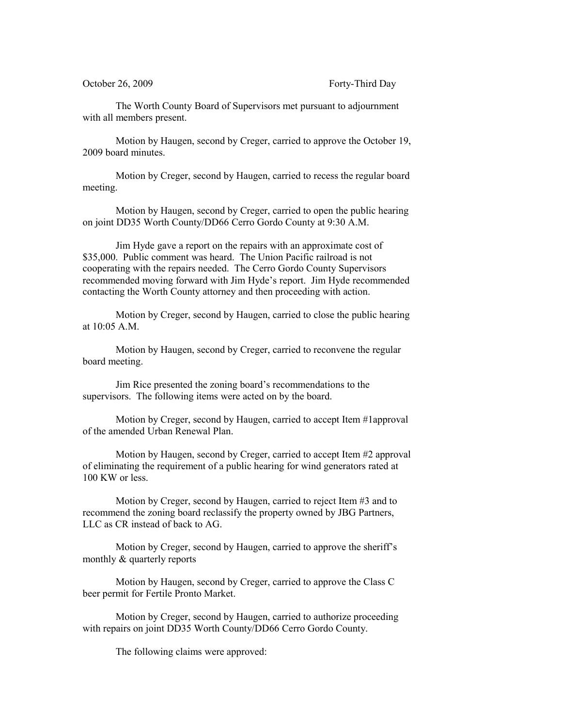October 26, 2009 Forty-Third Day

The Worth County Board of Supervisors met pursuant to adjournment with all members present.

Motion by Haugen, second by Creger, carried to approve the October 19, 2009 board minutes.

Motion by Creger, second by Haugen, carried to recess the regular board meeting.

Motion by Haugen, second by Creger, carried to open the public hearing on joint DD35 Worth County/DD66 Cerro Gordo County at 9:30 A.M.

Jim Hyde gave a report on the repairs with an approximate cost of $35,000. Public comment was heard. The Union Pacific railroad is not cooperating with the repairs needed. The Cerro Gordo County Supervisors recommended moving forward with Jim Hyde's report. Jim Hyde recommended contacting the Worth County attorney and then proceeding with action.

Motion by Creger, second by Haugen, carried to close the public hearing at 10:05 A.M.

Motion by Haugen, second by Creger, carried to reconvene the regular board meeting.

Jim Rice presented the zoning board's recommendations to the supervisors. The following items were acted on by the board.

Motion by Creger, second by Haugen, carried to accept Item #1approval of the amended Urban Renewal Plan.

Motion by Haugen, second by Creger, carried to accept Item #2 approval of eliminating the requirement of a public hearing for wind generators rated at 100 KW or less.

Motion by Creger, second by Haugen, carried to reject Item #3 and to recommend the zoning board reclassify the property owned by JBG Partners, LLC as CR instead of back to AG.

Motion by Creger, second by Haugen, carried to approve the sheriff's monthly & quarterly reports

Motion by Haugen, second by Creger, carried to approve the Class C beer permit for Fertile Pronto Market.

Motion by Creger, second by Haugen, carried to authorize proceeding with repairs on joint DD35 Worth County/DD66 Cerro Gordo County.

The following claims were approved: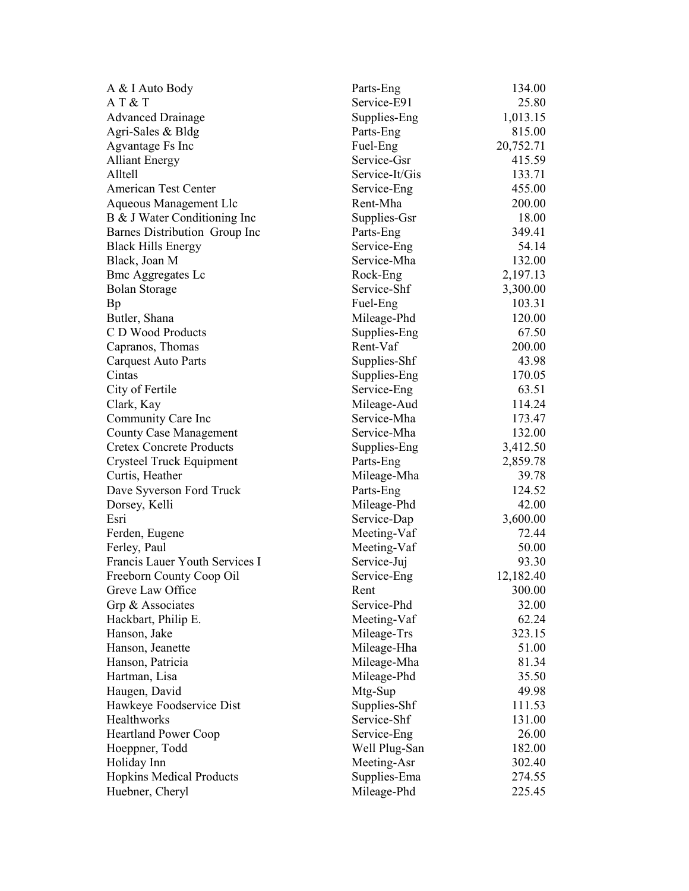| | | |
|---|---|---|
| A & I Auto Body | Parts-Eng | 134.00 |
| A T & T | Service-E91 | 25.80 |
| Advanced Drainage | Supplies-Eng | 1,013.15 |
| Agri-Sales & Bldg | Parts-Eng | 815.00 |
| Agvantage Fs Inc | Fuel-Eng | 20,752.71 |
| Alliant Energy | Service-Gsr | 415.59 |
| Alltell | Service-It/Gis | 133.71 |
| American Test Center | Service-Eng | 455.00 |
| Aqueous Management Llc | Rent-Mha | 200.00 |
| B & J Water Conditioning Inc | Supplies-Gsr | 18.00 |
| Barnes Distribution Group Inc | Parts-Eng | 349.41 |
| Black Hills Energy | Service-Eng | 54.14 |
| Black, Joan M | Service-Mha | 132.00 |
| Bmc Aggregates Lc | Rock-Eng | 2,197.13 |
| Bolan Storage | Service-Shf | 3,300.00 |
| Bp | Fuel-Eng | 103.31 |
| Butler, Shana | Mileage-Phd | 120.00 |
| C D Wood Products | Supplies-Eng | 67.50 |
| Capranos, Thomas | Rent-Vaf | 200.00 |
| Carquest Auto Parts | Supplies-Shf | 43.98 |
| Cintas | Supplies-Eng | 170.05 |
| City of Fertile | Service-Eng | 63.51 |
| Clark, Kay | Mileage-Aud | 114.24 |
| Community Care Inc | Service-Mha | 173.47 |
| County Case Management | Service-Mha | 132.00 |
| Cretex Concrete Products | Supplies-Eng | 3,412.50 |
| Crysteel Truck Equipment | Parts-Eng | 2,859.78 |
| Curtis, Heather | Mileage-Mha | 39.78 |
| Dave Syverson Ford Truck | Parts-Eng | 124.52 |
| Dorsey, Kelli | Mileage-Phd | 42.00 |
| Esri | Service-Dap | 3,600.00 |
| Ferden, Eugene | Meeting-Vaf | 72.44 |
| Ferley, Paul | Meeting-Vaf | 50.00 |
| Francis Lauer Youth Services I | Service-Juj | 93.30 |
| Freeborn County Coop Oil | Service-Eng | 12,182.40 |
| Greve Law Office | Rent | 300.00 |
| Grp & Associates | Service-Phd | 32.00 |
| Hackbart, Philip E. | Meeting-Vaf | 62.24 |
| Hanson, Jake | Mileage-Trs | 323.15 |
| Hanson, Jeanette | Mileage-Hha | 51.00 |
| Hanson, Patricia | Mileage-Mha | 81.34 |
| Hartman, Lisa | Mileage-Phd | 35.50 |
| Haugen, David | Mtg-Sup | 49.98 |
| Hawkeye Foodservice Dist | Supplies-Shf | 111.53 |
| Healthworks | Service-Shf | 131.00 |
| Heartland Power Coop | Service-Eng | 26.00 |
| Hoeppner, Todd | Well Plug-San | 182.00 |
| Holiday Inn | Meeting-Asr | 302.40 |
| Hopkins Medical Products | Supplies-Ema | 274.55 |
| Huebner, Cheryl | Mileage-Phd | 225.45 |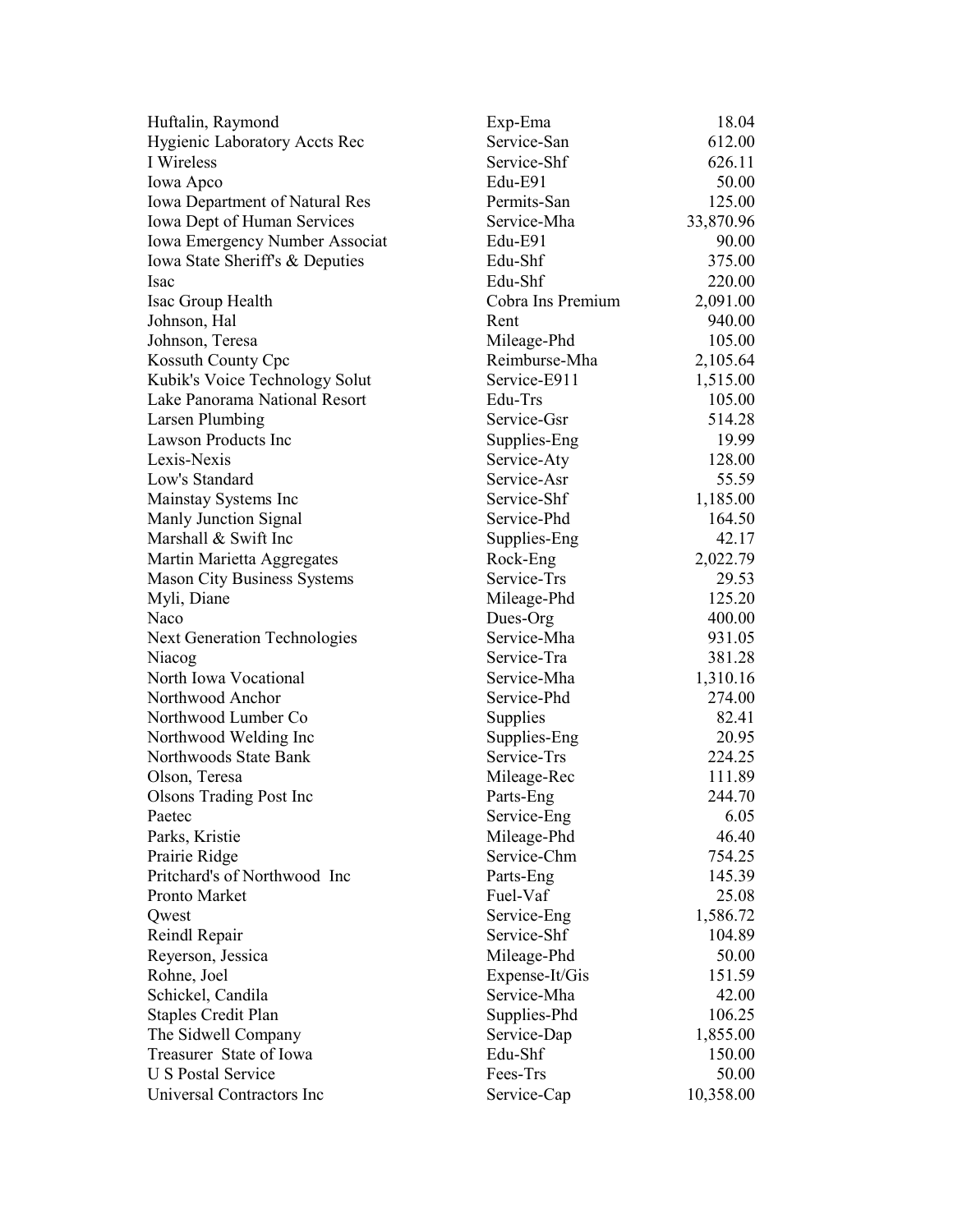| | | |
|---|---|---|
| Huftalin, Raymond | Exp-Ema | 18.04 |
| Hygienic Laboratory Accts Rec | Service-San | 612.00 |
| I Wireless | Service-Shf | 626.11 |
| Iowa Apco | Edu-E91 | 50.00 |
| Iowa Department of Natural Res | Permits-San | 125.00 |
| Iowa Dept of Human Services | Service-Mha | 33,870.96 |
| Iowa Emergency Number Associat | Edu-E91 | 90.00 |
| Iowa State Sheriff's & Deputies | Edu-Shf | 375.00 |
| Isac | Edu-Shf | 220.00 |
| Isac Group Health | Cobra Ins Premium | 2,091.00 |
| Johnson, Hal | Rent | 940.00 |
| Johnson, Teresa | Mileage-Phd | 105.00 |
| Kossuth County Cpc | Reimburse-Mha | 2,105.64 |
| Kubik's Voice Technology Solut | Service-E911 | 1,515.00 |
| Lake Panorama National Resort | Edu-Trs | 105.00 |
| Larsen Plumbing | Service-Gsr | 514.28 |
| Lawson Products Inc | Supplies-Eng | 19.99 |
| Lexis-Nexis | Service-Aty | 128.00 |
| Low's Standard | Service-Asr | 55.59 |
| Mainstay Systems Inc | Service-Shf | 1,185.00 |
| Manly Junction Signal | Service-Phd | 164.50 |
| Marshall & Swift Inc | Supplies-Eng | 42.17 |
| Martin Marietta Aggregates | Rock-Eng | 2,022.79 |
| Mason City Business Systems | Service-Trs | 29.53 |
| Myli, Diane | Mileage-Phd | 125.20 |
| Naco | Dues-Org | 400.00 |
| Next Generation Technologies | Service-Mha | 931.05 |
| Niacog | Service-Tra | 381.28 |
| North Iowa Vocational | Service-Mha | 1,310.16 |
| Northwood Anchor | Service-Phd | 274.00 |
| Northwood Lumber Co | Supplies | 82.41 |
| Northwood Welding Inc | Supplies-Eng | 20.95 |
| Northwoods State Bank | Service-Trs | 224.25 |
| Olson, Teresa | Mileage-Rec | 111.89 |
| Olsons Trading Post Inc | Parts-Eng | 244.70 |
| Paetec | Service-Eng | 6.05 |
| Parks, Kristie | Mileage-Phd | 46.40 |
| Prairie Ridge | Service-Chm | 754.25 |
| Pritchard's of Northwood Inc | Parts-Eng | 145.39 |
| Pronto Market | Fuel-Vaf | 25.08 |
| Qwest | Service-Eng | 1,586.72 |
| Reindl Repair | Service-Shf | 104.89 |
| Reyerson, Jessica | Mileage-Phd | 50.00 |
| Rohne, Joel | Expense-It/Gis | 151.59 |
| Schickel, Candila | Service-Mha | 42.00 |
| Staples Credit Plan | Supplies-Phd | 106.25 |
| The Sidwell Company | Service-Dap | 1,855.00 |
| Treasurer State of Iowa | Edu-Shf | 150.00 |
| U S Postal Service | Fees-Trs | 50.00 |
| Universal Contractors Inc | Service-Cap | 10,358.00 |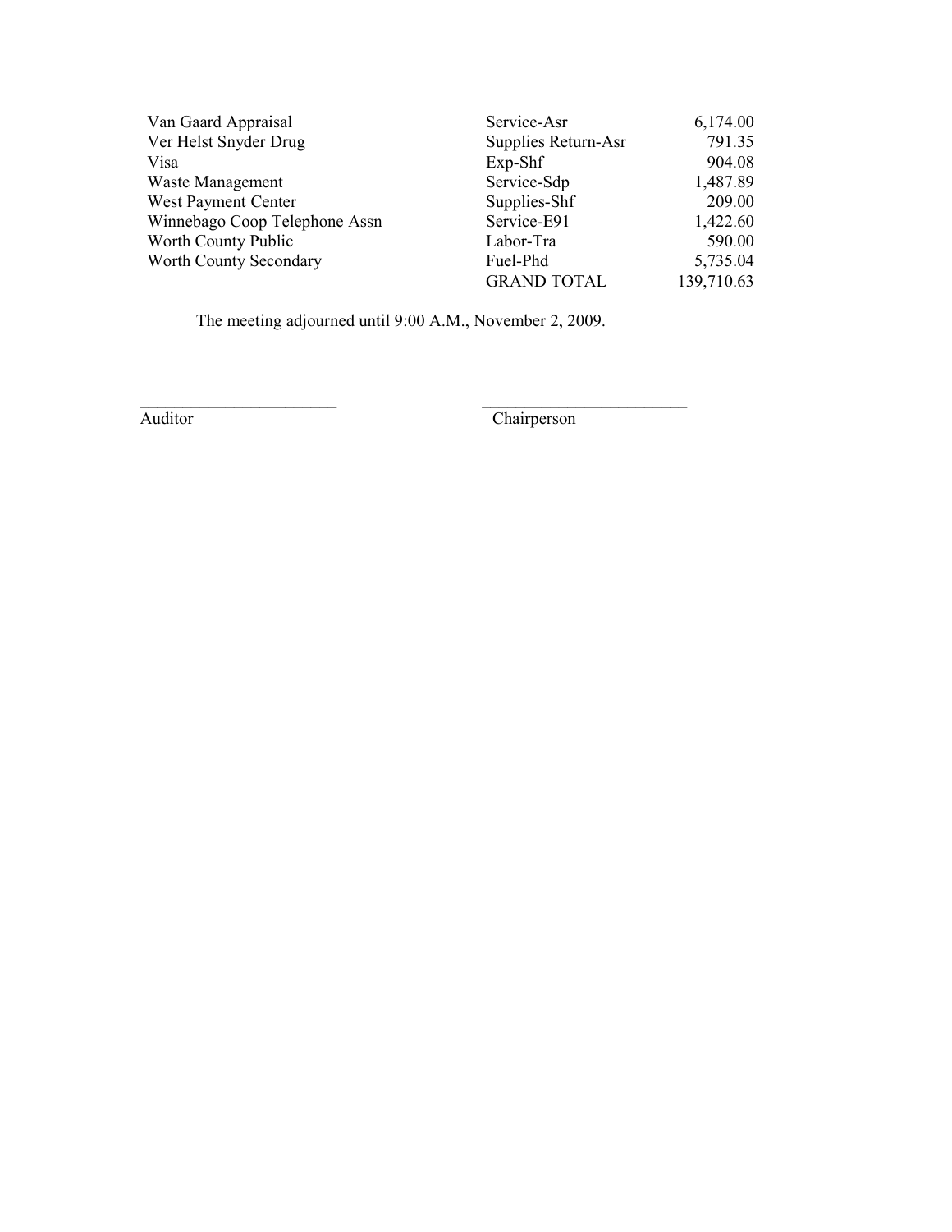| | | |
|---|---|---|
| Van Gaard Appraisal | Service-Asr | 6,174.00 |
| Ver Helst Snyder Drug | Supplies Return-Asr | 791.35 |
| Visa | Exp-Shf | 904.08 |
| Waste Management | Service-Sdp | 1,487.89 |
| West Payment Center | Supplies-Shf | 209.00 |
| Winnebago Coop Telephone Assn | Service-E91 | 1,422.60 |
| Worth County Public | Labor-Tra | 590.00 |
| Worth County Secondary | Fuel-Phd | 5,735.04 |
| | GRAND TOTAL | 139,710.63 |

The meeting adjourned until 9:00 A.M., November 2, 2009.

_______________________ _______________________

Auditor Chairperson